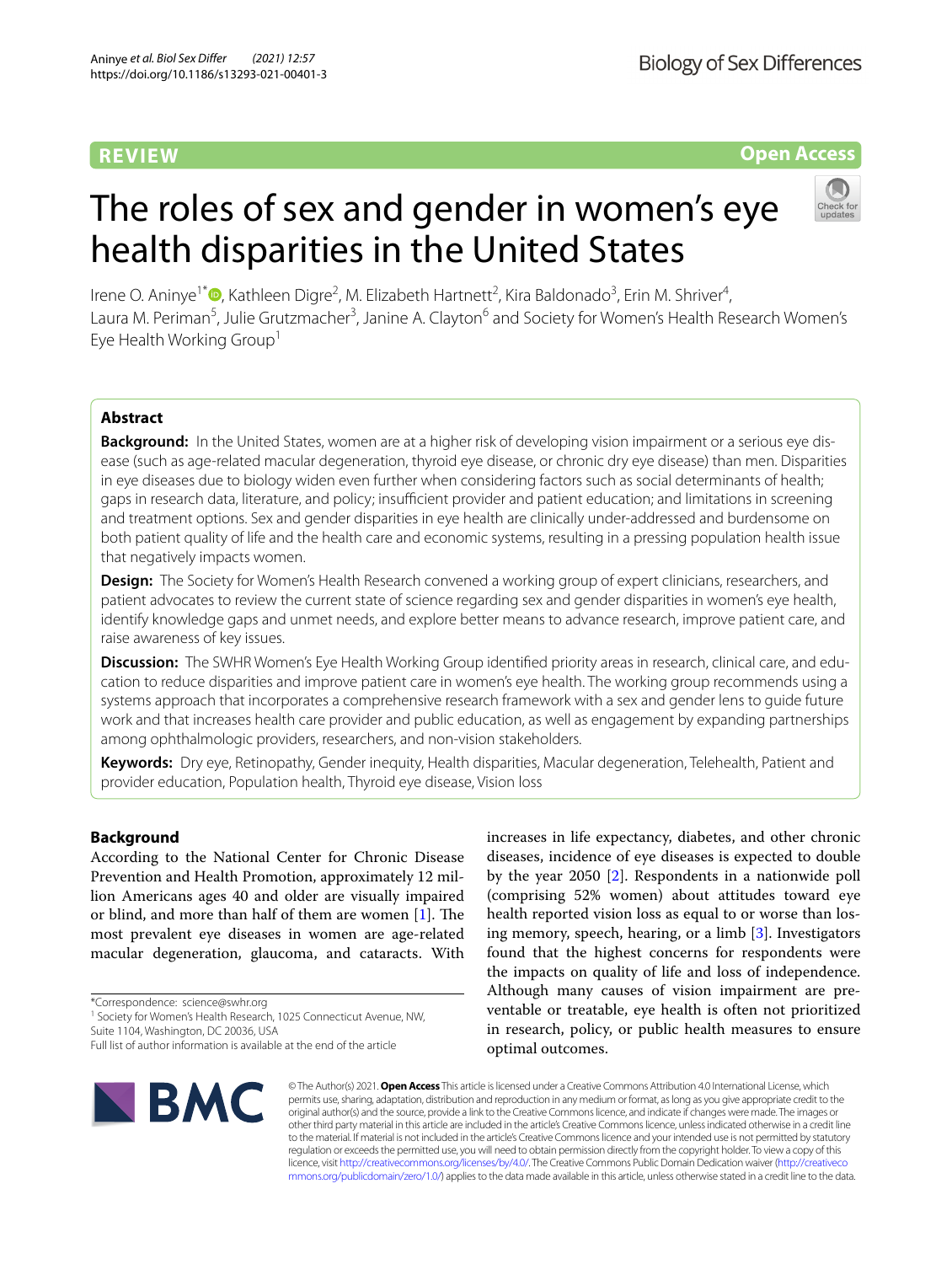REVIEW

Open Access

# The roles of sex and gender in women's eye health disparities in the United States

Irene O. Aninye[1*], Kathleen Digre[2], M. Elizabeth Hartnett[2], Kira Baldonado[3], Erin M. Shriver[4], Laura M. Periman[5], Julie Grutzmacher[3], Janine A. Clayton[6] and Society for Women's Health Research Women's Eye Health Working Group[1]

## Abstract

**Background:** In the United States, women are at a higher risk of developing vision impairment or a serious eye disease (such as age-related macular degeneration, thyroid eye disease, or chronic dry eye disease) than men. Disparities in eye diseases due to biology widen even further when considering factors such as social determinants of health; gaps in research data, literature, and policy; insufficient provider and patient education; and limitations in screening and treatment options. Sex and gender disparities in eye health are clinically under-addressed and burdensome on both patient quality of life and the health care and economic systems, resulting in a pressing population health issue that negatively impacts women.

**Design:** The Society for Women's Health Research convened a working group of expert clinicians, researchers, and patient advocates to review the current state of science regarding sex and gender disparities in women's eye health, identify knowledge gaps and unmet needs, and explore better means to advance research, improve patient care, and raise awareness of key issues.

**Discussion:** The SWHR Women's Eye Health Working Group identified priority areas in research, clinical care, and education to reduce disparities and improve patient care in women's eye health. The working group recommends using a systems approach that incorporates a comprehensive research framework with a sex and gender lens to guide future work and that increases health care provider and public education, as well as engagement by expanding partnerships among ophthalmologic providers, researchers, and non-vision stakeholders.

**Keywords:** Dry eye, Retinopathy, Gender inequity, Health disparities, Macular degeneration, Telehealth, Patient and provider education, Population health, Thyroid eye disease, Vision loss

## Background

According to the National Center for Chronic Disease Prevention and Health Promotion, approximately 12 million Americans ages 40 and older are visually impaired or blind, and more than half of them are women [1]. The most prevalent eye diseases in women are age-related macular degeneration, glaucoma, and cataracts. With increases in life expectancy, diabetes, and other chronic diseases, incidence of eye diseases is expected to double by the year 2050 [2]. Respondents in a nationwide poll (comprising 52% women) about attitudes toward eye health reported vision loss as equal to or worse than losing memory, speech, hearing, or a limb [3]. Investigators found that the highest concerns for respondents were the impacts on quality of life and loss of independence. Although many causes of vision impairment are preventable or treatable, eye health is often not prioritized in research, policy, or public health measures to ensure optimal outcomes.

*Correspondence: science@swhr.org
[1] Society for Women's Health Research, 1025 Connecticut Avenue, NW, Suite 1104, Washington, DC 20036, USA
Full list of author information is available at the end of the article

© The Author(s) 2021. **Open Access** This article is licensed under a Creative Commons Attribution 4.0 International License, which permits use, sharing, adaptation, distribution and reproduction in any medium or format, as long as you give appropriate credit to the original author(s) and the source, provide a link to the Creative Commons licence, and indicate if changes were made. The images or other third party material in this article are included in the article's Creative Commons licence, unless indicated otherwise in a credit line to the material. If material is not included in the article's Creative Commons licence and your intended use is not permitted by statutory regulation or exceeds the permitted use, you will need to obtain permission directly from the copyright holder. To view a copy of this licence, visit http://creativecommons.org/licenses/by/4.0/. The Creative Commons Public Domain Dedication waiver (http://creativecommons.org/publicdomain/zero/1.0/) applies to the data made available in this article, unless otherwise stated in a credit line to the data.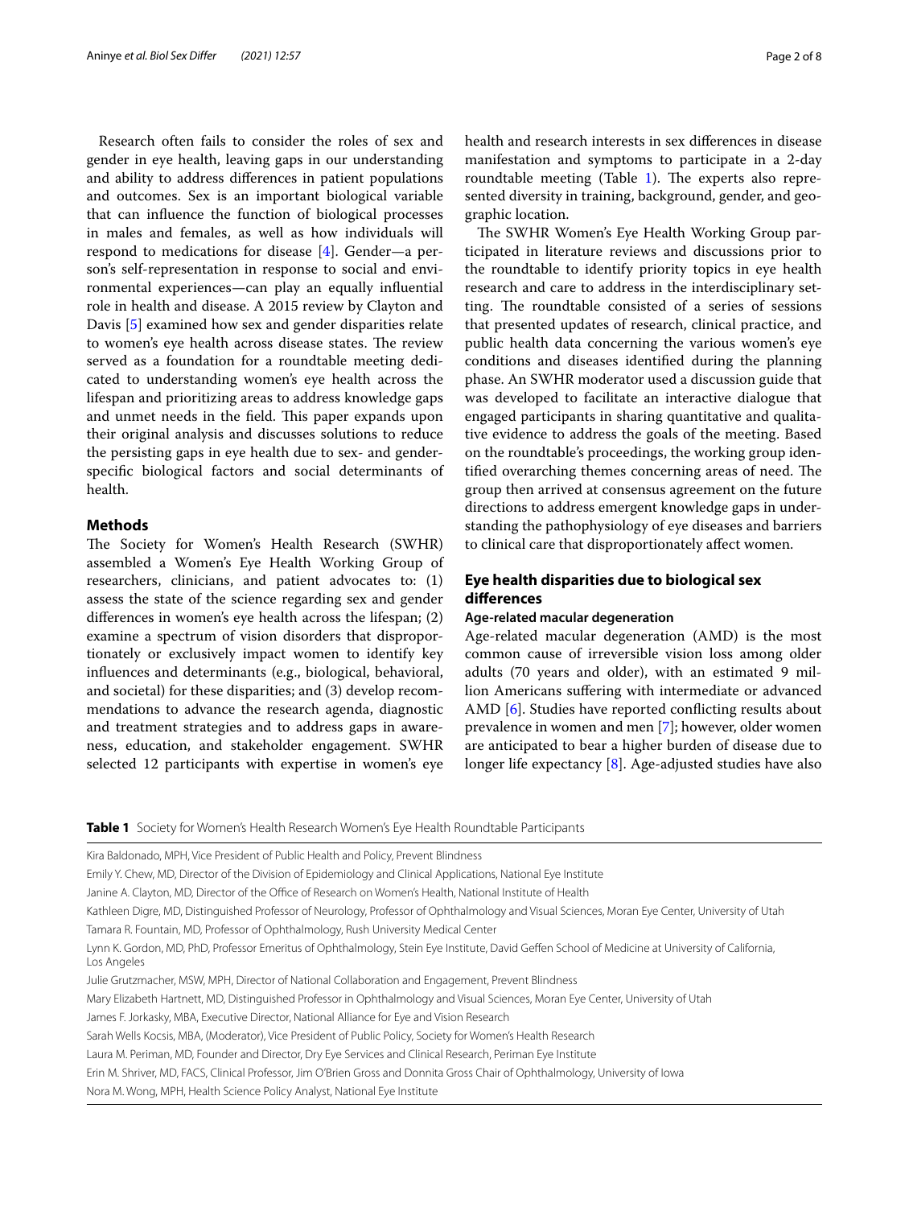Research often fails to consider the roles of sex and gender in eye health, leaving gaps in our understanding and ability to address differences in patient populations and outcomes. Sex is an important biological variable that can influence the function of biological processes in males and females, as well as how individuals will respond to medications for disease [4]. Gender—a person's self-representation in response to social and environmental experiences—can play an equally influential role in health and disease. A 2015 review by Clayton and Davis [5] examined how sex and gender disparities relate to women's eye health across disease states. The review served as a foundation for a roundtable meeting dedicated to understanding women's eye health across the lifespan and prioritizing areas to address knowledge gaps and unmet needs in the field. This paper expands upon their original analysis and discusses solutions to reduce the persisting gaps in eye health due to sex- and gender-specific biological factors and social determinants of health.

## Methods

The Society for Women's Health Research (SWHR) assembled a Women's Eye Health Working Group of researchers, clinicians, and patient advocates to: (1) assess the state of the science regarding sex and gender differences in women's eye health across the lifespan; (2) examine a spectrum of vision disorders that disproportionately or exclusively impact women to identify key influences and determinants (e.g., biological, behavioral, and societal) for these disparities; and (3) develop recommendations to advance the research agenda, diagnostic and treatment strategies and to address gaps in awareness, education, and stakeholder engagement. SWHR selected 12 participants with expertise in women's eye health and research interests in sex differences in disease manifestation and symptoms to participate in a 2-day roundtable meeting (Table 1). The experts also represented diversity in training, background, gender, and geographic location.

The SWHR Women's Eye Health Working Group participated in literature reviews and discussions prior to the roundtable to identify priority topics in eye health research and care to address in the interdisciplinary setting. The roundtable consisted of a series of sessions that presented updates of research, clinical practice, and public health data concerning the various women's eye conditions and diseases identified during the planning phase. An SWHR moderator used a discussion guide that was developed to facilitate an interactive dialogue that engaged participants in sharing quantitative and qualitative evidence to address the goals of the meeting. Based on the roundtable's proceedings, the working group identified overarching themes concerning areas of need. The group then arrived at consensus agreement on the future directions to address emergent knowledge gaps in understanding the pathophysiology of eye diseases and barriers to clinical care that disproportionately affect women.

## Eye health disparities due to biological sex differences

### Age-related macular degeneration

Age-related macular degeneration (AMD) is the most common cause of irreversible vision loss among older adults (70 years and older), with an estimated 9 million Americans suffering with intermediate or advanced AMD [6]. Studies have reported conflicting results about prevalence in women and men [7]; however, older women are anticipated to bear a higher burden of disease due to longer life expectancy [8]. Age-adjusted studies have also

**Table 1** Society for Women's Health Research Women's Eye Health Roundtable Participants

| |
|---|
| Kira Baldonado, MPH, Vice President of Public Health and Policy, Prevent Blindness |
| Emily Y. Chew, MD, Director of the Division of Epidemiology and Clinical Applications, National Eye Institute |
| Janine A. Clayton, MD, Director of the Office of Research on Women's Health, National Institute of Health |
| Kathleen Digre, MD, Distinguished Professor of Neurology, Professor of Ophthalmology and Visual Sciences, Moran Eye Center, University of Utah |
| Tamara R. Fountain, MD, Professor of Ophthalmology, Rush University Medical Center |
| Lynn K. Gordon, MD, PhD, Professor Emeritus of Ophthalmology, Stein Eye Institute, David Geffen School of Medicine at University of California, Los Angeles |
| Julie Grutzmacher, MSW, MPH, Director of National Collaboration and Engagement, Prevent Blindness |
| Mary Elizabeth Hartnett, MD, Distinguished Professor in Ophthalmology and Visual Sciences, Moran Eye Center, University of Utah |
| James F. Jorkasky, MBA, Executive Director, National Alliance for Eye and Vision Research |
| Sarah Wells Kocsis, MBA, (Moderator), Vice President of Public Policy, Society for Women's Health Research |
| Laura M. Periman, MD, Founder and Director, Dry Eye Services and Clinical Research, Periman Eye Institute |
| Erin M. Shriver, MD, FACS, Clinical Professor, Jim O'Brien Gross and Donnita Gross Chair of Ophthalmology, University of Iowa |
| Nora M. Wong, MPH, Health Science Policy Analyst, National Eye Institute |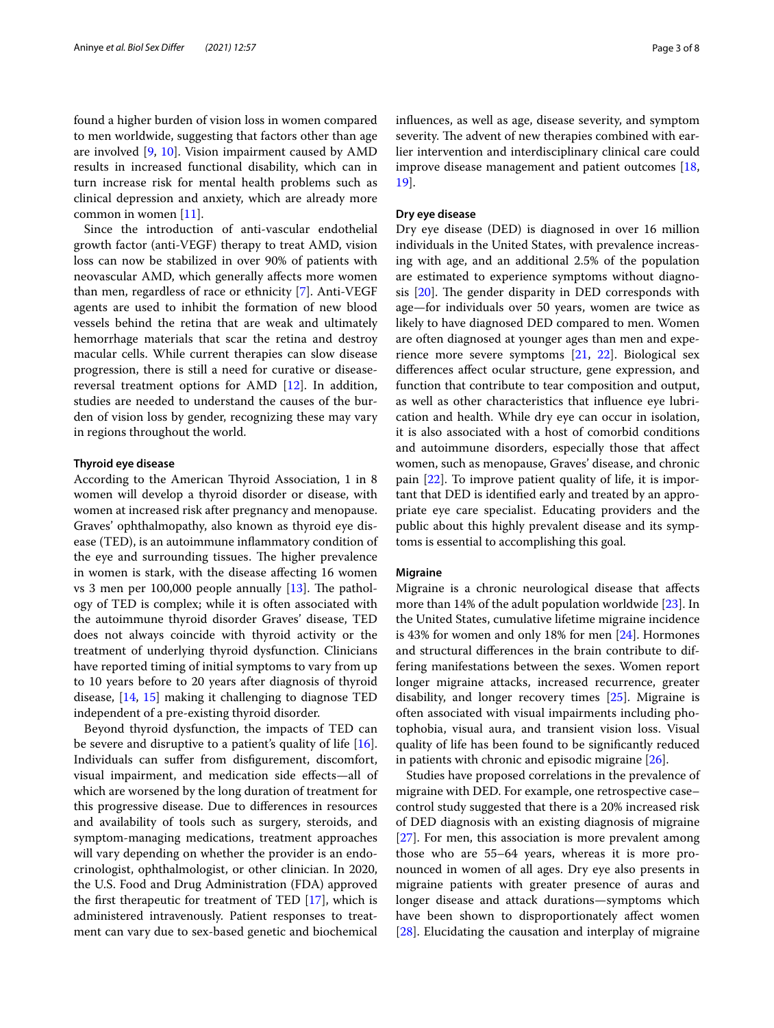found a higher burden of vision loss in women compared to men worldwide, suggesting that factors other than age are involved [9, 10]. Vision impairment caused by AMD results in increased functional disability, which can in turn increase risk for mental health problems such as clinical depression and anxiety, which are already more common in women [11].

Since the introduction of anti-vascular endothelial growth factor (anti-VEGF) therapy to treat AMD, vision loss can now be stabilized in over 90% of patients with neovascular AMD, which generally affects more women than men, regardless of race or ethnicity [7]. Anti-VEGF agents are used to inhibit the formation of new blood vessels behind the retina that are weak and ultimately hemorrhage materials that scar the retina and destroy macular cells. While current therapies can slow disease progression, there is still a need for curative or disease-reversal treatment options for AMD [12]. In addition, studies are needed to understand the causes of the burden of vision loss by gender, recognizing these may vary in regions throughout the world.

#### Thyroid eye disease

According to the American Thyroid Association, 1 in 8 women will develop a thyroid disorder or disease, with women at increased risk after pregnancy and menopause. Graves' ophthalmopathy, also known as thyroid eye disease (TED), is an autoimmune inflammatory condition of the eye and surrounding tissues. The higher prevalence in women is stark, with the disease affecting 16 women vs 3 men per 100,000 people annually [13]. The pathology of TED is complex; while it is often associated with the autoimmune thyroid disorder Graves' disease, TED does not always coincide with thyroid activity or the treatment of underlying thyroid dysfunction. Clinicians have reported timing of initial symptoms to vary from up to 10 years before to 20 years after diagnosis of thyroid disease, [14, 15] making it challenging to diagnose TED independent of a pre-existing thyroid disorder.

Beyond thyroid dysfunction, the impacts of TED can be severe and disruptive to a patient's quality of life [16]. Individuals can suffer from disfigurement, discomfort, visual impairment, and medication side effects—all of which are worsened by the long duration of treatment for this progressive disease. Due to differences in resources and availability of tools such as surgery, steroids, and symptom-managing medications, treatment approaches will vary depending on whether the provider is an endocrinologist, ophthalmologist, or other clinician. In 2020, the U.S. Food and Drug Administration (FDA) approved the first therapeutic for treatment of TED [17], which is administered intravenously. Patient responses to treatment can vary due to sex-based genetic and biochemical influences, as well as age, disease severity, and symptom severity. The advent of new therapies combined with earlier intervention and interdisciplinary clinical care could improve disease management and patient outcomes [18, 19].

#### Dry eye disease

Dry eye disease (DED) is diagnosed in over 16 million individuals in the United States, with prevalence increasing with age, and an additional 2.5% of the population are estimated to experience symptoms without diagnosis [20]. The gender disparity in DED corresponds with age—for individuals over 50 years, women are twice as likely to have diagnosed DED compared to men. Women are often diagnosed at younger ages than men and experience more severe symptoms [21, 22]. Biological sex differences affect ocular structure, gene expression, and function that contribute to tear composition and output, as well as other characteristics that influence eye lubrication and health. While dry eye can occur in isolation, it is also associated with a host of comorbid conditions and autoimmune disorders, especially those that affect women, such as menopause, Graves' disease, and chronic pain [22]. To improve patient quality of life, it is important that DED is identified early and treated by an appropriate eye care specialist. Educating providers and the public about this highly prevalent disease and its symptoms is essential to accomplishing this goal.

#### Migraine

Migraine is a chronic neurological disease that affects more than 14% of the adult population worldwide [23]. In the United States, cumulative lifetime migraine incidence is 43% for women and only 18% for men [24]. Hormones and structural differences in the brain contribute to differing manifestations between the sexes. Women report longer migraine attacks, increased recurrence, greater disability, and longer recovery times [25]. Migraine is often associated with visual impairments including photophobia, visual aura, and transient vision loss. Visual quality of life has been found to be significantly reduced in patients with chronic and episodic migraine [26].

Studies have proposed correlations in the prevalence of migraine with DED. For example, one retrospective case–control study suggested that there is a 20% increased risk of DED diagnosis with an existing diagnosis of migraine [27]. For men, this association is more prevalent among those who are 55–64 years, whereas it is more pronounced in women of all ages. Dry eye also presents in migraine patients with greater presence of auras and longer disease and attack durations—symptoms which have been shown to disproportionately affect women [28]. Elucidating the causation and interplay of migraine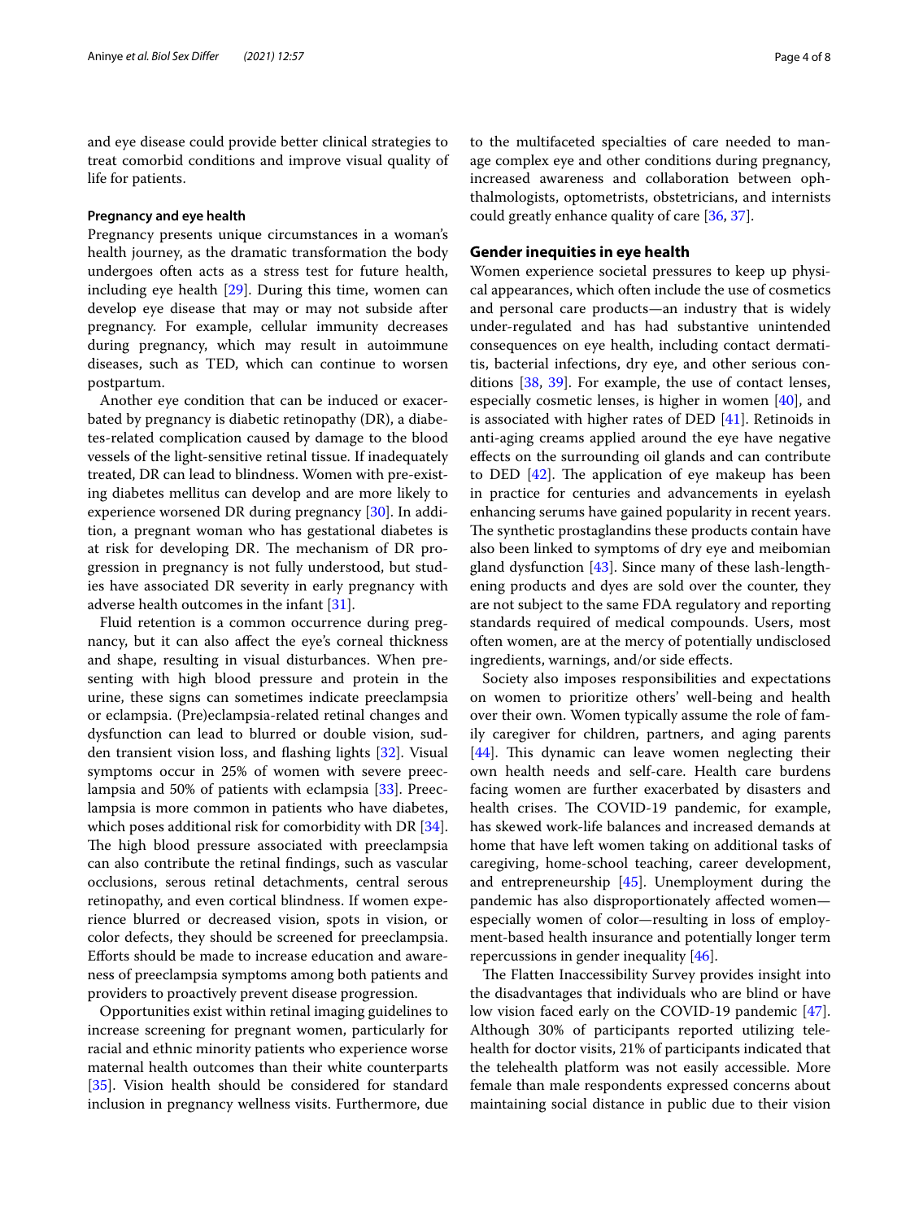and eye disease could provide better clinical strategies to treat comorbid conditions and improve visual quality of life for patients.

### Pregnancy and eye health

Pregnancy presents unique circumstances in a woman's health journey, as the dramatic transformation the body undergoes often acts as a stress test for future health, including eye health [29]. During this time, women can develop eye disease that may or may not subside after pregnancy. For example, cellular immunity decreases during pregnancy, which may result in autoimmune diseases, such as TED, which can continue to worsen postpartum.

Another eye condition that can be induced or exacerbated by pregnancy is diabetic retinopathy (DR), a diabetes-related complication caused by damage to the blood vessels of the light-sensitive retinal tissue. If inadequately treated, DR can lead to blindness. Women with pre-existing diabetes mellitus can develop and are more likely to experience worsened DR during pregnancy [30]. In addition, a pregnant woman who has gestational diabetes is at risk for developing DR. The mechanism of DR progression in pregnancy is not fully understood, but studies have associated DR severity in early pregnancy with adverse health outcomes in the infant [31].

Fluid retention is a common occurrence during pregnancy, but it can also affect the eye's corneal thickness and shape, resulting in visual disturbances. When presenting with high blood pressure and protein in the urine, these signs can sometimes indicate preeclampsia or eclampsia. (Pre)eclampsia-related retinal changes and dysfunction can lead to blurred or double vision, sudden transient vision loss, and flashing lights [32]. Visual symptoms occur in 25% of women with severe preeclampsia and 50% of patients with eclampsia [33]. Preeclampsia is more common in patients who have diabetes, which poses additional risk for comorbidity with DR [34]. The high blood pressure associated with preeclampsia can also contribute the retinal findings, such as vascular occlusions, serous retinal detachments, central serous retinopathy, and even cortical blindness. If women experience blurred or decreased vision, spots in vision, or color defects, they should be screened for preeclampsia. Efforts should be made to increase education and awareness of preeclampsia symptoms among both patients and providers to proactively prevent disease progression.

Opportunities exist within retinal imaging guidelines to increase screening for pregnant women, particularly for racial and ethnic minority patients who experience worse maternal health outcomes than their white counterparts [35]. Vision health should be considered for standard inclusion in pregnancy wellness visits. Furthermore, due to the multifaceted specialties of care needed to manage complex eye and other conditions during pregnancy, increased awareness and collaboration between ophthalmologists, optometrists, obstetricians, and internists could greatly enhance quality of care [36, 37].

## Gender inequities in eye health

Women experience societal pressures to keep up physical appearances, which often include the use of cosmetics and personal care products—an industry that is widely under-regulated and has had substantive unintended consequences on eye health, including contact dermatitis, bacterial infections, dry eye, and other serious conditions [38, 39]. For example, the use of contact lenses, especially cosmetic lenses, is higher in women [40], and is associated with higher rates of DED [41]. Retinoids in anti-aging creams applied around the eye have negative effects on the surrounding oil glands and can contribute to DED [42]. The application of eye makeup has been in practice for centuries and advancements in eyelash enhancing serums have gained popularity in recent years. The synthetic prostaglandins these products contain have also been linked to symptoms of dry eye and meibomian gland dysfunction [43]. Since many of these lash-lengthening products and dyes are sold over the counter, they are not subject to the same FDA regulatory and reporting standards required of medical compounds. Users, most often women, are at the mercy of potentially undisclosed ingredients, warnings, and/or side effects.

Society also imposes responsibilities and expectations on women to prioritize others' well-being and health over their own. Women typically assume the role of family caregiver for children, partners, and aging parents [44]. This dynamic can leave women neglecting their own health needs and self-care. Health care burdens facing women are further exacerbated by disasters and health crises. The COVID-19 pandemic, for example, has skewed work-life balances and increased demands at home that have left women taking on additional tasks of caregiving, home-school teaching, career development, and entrepreneurship [45]. Unemployment during the pandemic has also disproportionately affected women—especially women of color—resulting in loss of employment-based health insurance and potentially longer term repercussions in gender inequality [46].

The Flatten Inaccessibility Survey provides insight into the disadvantages that individuals who are blind or have low vision faced early on the COVID-19 pandemic [47]. Although 30% of participants reported utilizing telehealth for doctor visits, 21% of participants indicated that the telehealth platform was not easily accessible. More female than male respondents expressed concerns about maintaining social distance in public due to their vision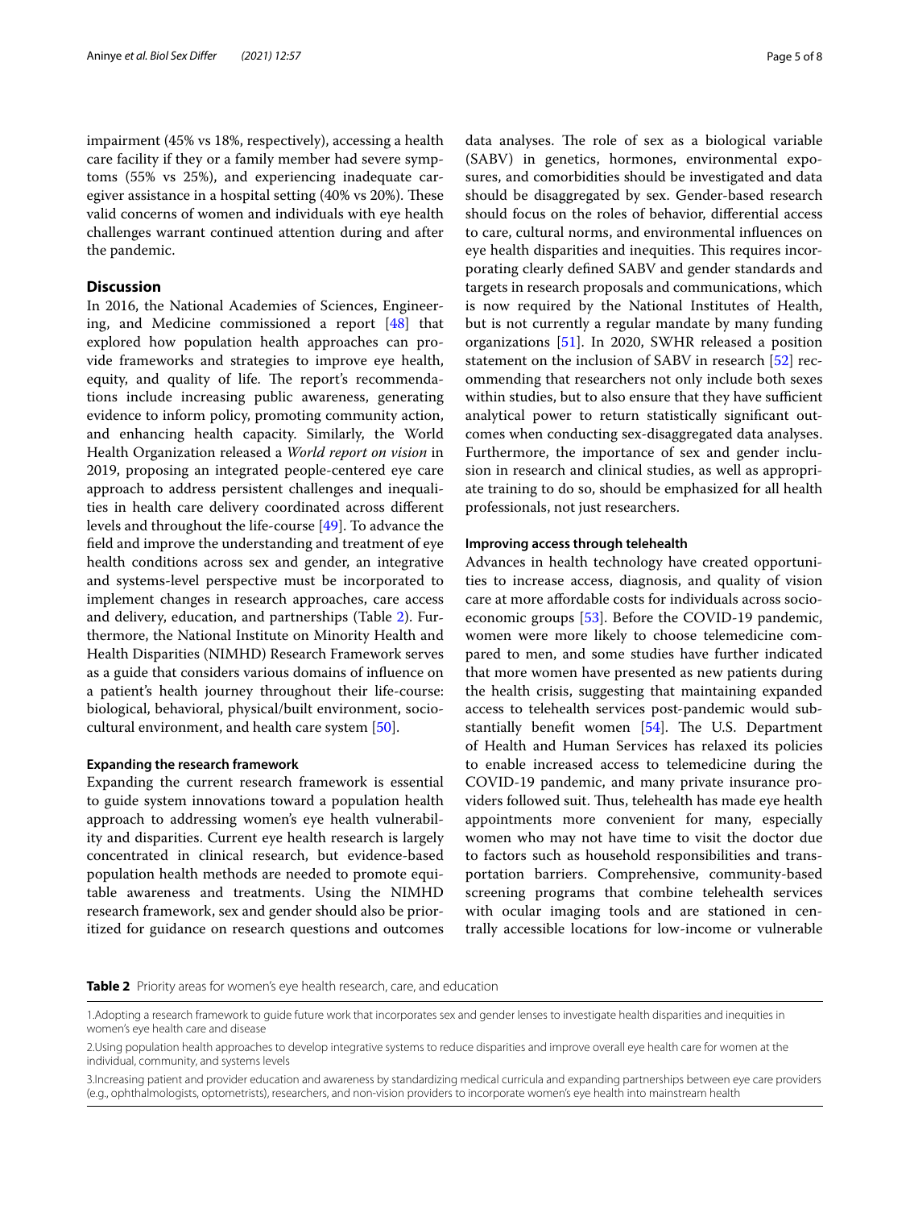impairment (45% vs 18%, respectively), accessing a health care facility if they or a family member had severe symptoms (55% vs 25%), and experiencing inadequate caregiver assistance in a hospital setting (40% vs 20%). These valid concerns of women and individuals with eye health challenges warrant continued attention during and after the pandemic.

## Discussion

In 2016, the National Academies of Sciences, Engineering, and Medicine commissioned a report [48] that explored how population health approaches can provide frameworks and strategies to improve eye health, equity, and quality of life. The report's recommendations include increasing public awareness, generating evidence to inform policy, promoting community action, and enhancing health capacity. Similarly, the World Health Organization released a *World report on vision* in 2019, proposing an integrated people-centered eye care approach to address persistent challenges and inequalities in health care delivery coordinated across different levels and throughout the life-course [49]. To advance the field and improve the understanding and treatment of eye health conditions across sex and gender, an integrative and systems-level perspective must be incorporated to implement changes in research approaches, care access and delivery, education, and partnerships (Table 2). Furthermore, the National Institute on Minority Health and Health Disparities (NIMHD) Research Framework serves as a guide that considers various domains of influence on a patient's health journey throughout their life-course: biological, behavioral, physical/built environment, sociocultural environment, and health care system [50].

### Expanding the research framework

Expanding the current research framework is essential to guide system innovations toward a population health approach to addressing women's eye health vulnerability and disparities. Current eye health research is largely concentrated in clinical research, but evidence-based population health methods are needed to promote equitable awareness and treatments. Using the NIMHD research framework, sex and gender should also be prioritized for guidance on research questions and outcomes data analyses. The role of sex as a biological variable (SABV) in genetics, hormones, environmental exposures, and comorbidities should be investigated and data should be disaggregated by sex. Gender-based research should focus on the roles of behavior, differential access to care, cultural norms, and environmental influences on eye health disparities and inequities. This requires incorporating clearly defined SABV and gender standards and targets in research proposals and communications, which is now required by the National Institutes of Health, but is not currently a regular mandate by many funding organizations [51]. In 2020, SWHR released a position statement on the inclusion of SABV in research [52] recommending that researchers not only include both sexes within studies, but to also ensure that they have sufficient analytical power to return statistically significant outcomes when conducting sex-disaggregated data analyses. Furthermore, the importance of sex and gender inclusion in research and clinical studies, as well as appropriate training to do so, should be emphasized for all health professionals, not just researchers.

### Improving access through telehealth

Advances in health technology have created opportunities to increase access, diagnosis, and quality of vision care at more affordable costs for individuals across socioeconomic groups [53]. Before the COVID-19 pandemic, women were more likely to choose telemedicine compared to men, and some studies have further indicated that more women have presented as new patients during the health crisis, suggesting that maintaining expanded access to telehealth services post-pandemic would substantially benefit women [54]. The U.S. Department of Health and Human Services has relaxed its policies to enable increased access to telemedicine during the COVID-19 pandemic, and many private insurance providers followed suit. Thus, telehealth has made eye health appointments more convenient for many, especially women who may not have time to visit the doctor due to factors such as household responsibilities and transportation barriers. Comprehensive, community-based screening programs that combine telehealth services with ocular imaging tools and are stationed in centrally accessible locations for low-income or vulnerable

**Table 2** Priority areas for women's eye health research, care, and education

|  |
|---|
| 1.Adopting a research framework to guide future work that incorporates sex and gender lenses to investigate health disparities and inequities in women's eye health care and disease |
| 2.Using population health approaches to develop integrative systems to reduce disparities and improve overall eye health care for women at the individual, community, and systems levels |
| 3.Increasing patient and provider education and awareness by standardizing medical curricula and expanding partnerships between eye care providers (e.g., ophthalmologists, optometrists), researchers, and non-vision providers to incorporate women's eye health into mainstream health |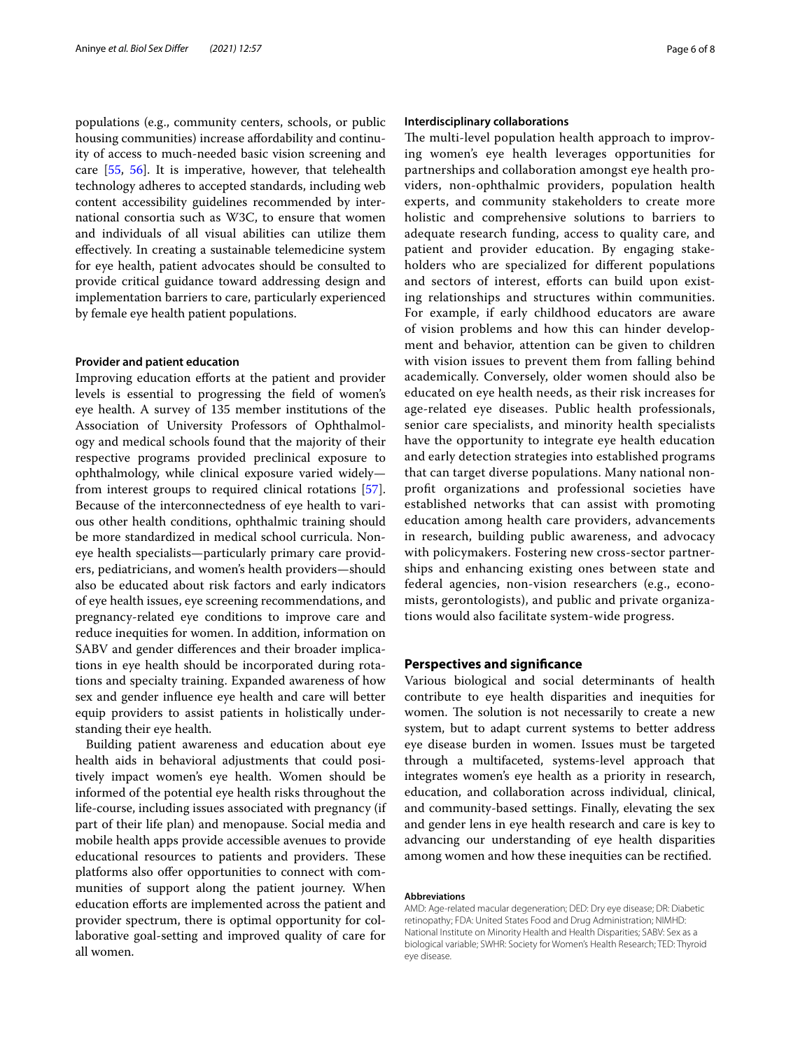populations (e.g., community centers, schools, or public housing communities) increase affordability and continuity of access to much-needed basic vision screening and care [55, 56]. It is imperative, however, that telehealth technology adheres to accepted standards, including web content accessibility guidelines recommended by international consortia such as W3C, to ensure that women and individuals of all visual abilities can utilize them effectively. In creating a sustainable telemedicine system for eye health, patient advocates should be consulted to provide critical guidance toward addressing design and implementation barriers to care, particularly experienced by female eye health patient populations.

#### Provider and patient education

Improving education efforts at the patient and provider levels is essential to progressing the field of women's eye health. A survey of 135 member institutions of the Association of University Professors of Ophthalmology and medical schools found that the majority of their respective programs provided preclinical exposure to ophthalmology, while clinical exposure varied widely—from interest groups to required clinical rotations [57]. Because of the interconnectedness of eye health to various other health conditions, ophthalmic training should be more standardized in medical school curricula. Non-eye health specialists—particularly primary care providers, pediatricians, and women's health providers—should also be educated about risk factors and early indicators of eye health issues, eye screening recommendations, and pregnancy-related eye conditions to improve care and reduce inequities for women. In addition, information on SABV and gender differences and their broader implications in eye health should be incorporated during rotations and specialty training. Expanded awareness of how sex and gender influence eye health and care will better equip providers to assist patients in holistically understanding their eye health.

Building patient awareness and education about eye health aids in behavioral adjustments that could positively impact women's eye health. Women should be informed of the potential eye health risks throughout the life-course, including issues associated with pregnancy (if part of their life plan) and menopause. Social media and mobile health apps provide accessible avenues to provide educational resources to patients and providers. These platforms also offer opportunities to connect with communities of support along the patient journey. When education efforts are implemented across the patient and provider spectrum, there is optimal opportunity for collaborative goal-setting and improved quality of care for all women.

#### Interdisciplinary collaborations

The multi-level population health approach to improving women's eye health leverages opportunities for partnerships and collaboration amongst eye health providers, non-ophthalmic providers, population health experts, and community stakeholders to create more holistic and comprehensive solutions to barriers to adequate research funding, access to quality care, and patient and provider education. By engaging stakeholders who are specialized for different populations and sectors of interest, efforts can build upon existing relationships and structures within communities. For example, if early childhood educators are aware of vision problems and how this can hinder development and behavior, attention can be given to children with vision issues to prevent them from falling behind academically. Conversely, older women should also be educated on eye health needs, as their risk increases for age-related eye diseases. Public health professionals, senior care specialists, and minority health specialists have the opportunity to integrate eye health education and early detection strategies into established programs that can target diverse populations. Many national non-profit organizations and professional societies have established networks that can assist with promoting education among health care providers, advancements in research, building public awareness, and advocacy with policymakers. Fostering new cross-sector partnerships and enhancing existing ones between state and federal agencies, non-vision researchers (e.g., economists, gerontologists), and public and private organizations would also facilitate system-wide progress.

## Perspectives and significance

Various biological and social determinants of health contribute to eye health disparities and inequities for women. The solution is not necessarily to create a new system, but to adapt current systems to better address eye disease burden in women. Issues must be targeted through a multifaceted, systems-level approach that integrates women's eye health as a priority in research, education, and collaboration across individual, clinical, and community-based settings. Finally, elevating the sex and gender lens in eye health research and care is key to advancing our understanding of eye health disparities among women and how these inequities can be rectified.

#### Abbreviations

AMD: Age-related macular degeneration; DED: Dry eye disease; DR: Diabetic retinopathy; FDA: United States Food and Drug Administration; NIMHD: National Institute on Minority Health and Health Disparities; SABV: Sex as a biological variable; SWHR: Society for Women's Health Research; TED: Thyroid eye disease.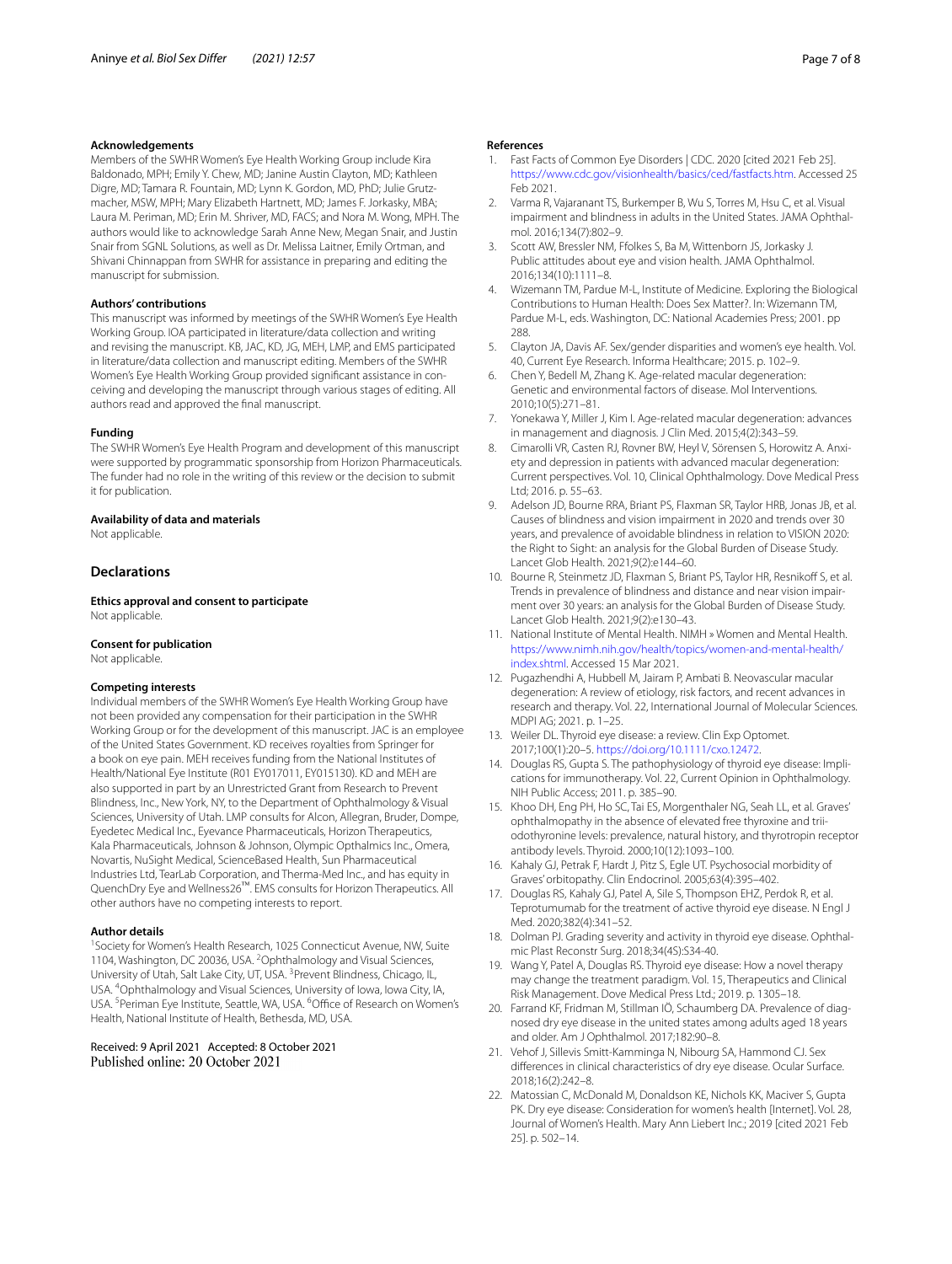### Acknowledgements

Members of the SWHR Women's Eye Health Working Group include Kira Baldonado, MPH; Emily Y. Chew, MD; Janine Austin Clayton, MD; Kathleen Digre, MD; Tamara R. Fountain, MD; Lynn K. Gordon, MD, PhD; Julie Grutzmacher, MSW, MPH; Mary Elizabeth Hartnett, MD; James F. Jorkasky, MBA; Laura M. Periman, MD; Erin M. Shriver, MD, FACS; and Nora M. Wong, MPH. The authors would like to acknowledge Sarah Anne New, Megan Snair, and Justin Snair from SGNL Solutions, as well as Dr. Melissa Laitner, Emily Ortman, and Shivani Chinnappan from SWHR for assistance in preparing and editing the manuscript for submission.

### Authors' contributions

This manuscript was informed by meetings of the SWHR Women's Eye Health Working Group. IOA participated in literature/data collection and writing and revising the manuscript. KB, JAC, KD, JG, MEH, LMP, and EMS participated in literature/data collection and manuscript editing. Members of the SWHR Women's Eye Health Working Group provided significant assistance in conceiving and developing the manuscript through various stages of editing. All authors read and approved the final manuscript.

### Funding

The SWHR Women's Eye Health Program and development of this manuscript were supported by programmatic sponsorship from Horizon Pharmaceuticals. The funder had no role in the writing of this review or the decision to submit it for publication.

### Availability of data and materials

Not applicable.

## Declarations

### Ethics approval and consent to participate

Not applicable.

### Consent for publication

Not applicable.

### Competing interests

Individual members of the SWHR Women's Eye Health Working Group have not been provided any compensation for their participation in the SWHR Working Group or for the development of this manuscript. JAC is an employee of the United States Government. KD receives royalties from Springer for a book on eye pain. MEH receives funding from the National Institutes of Health/National Eye Institute (R01 EY017011, EY015130). KD and MEH are also supported in part by an Unrestricted Grant from Research to Prevent Blindness, Inc., New York, NY, to the Department of Ophthalmology & Visual Sciences, University of Utah. LMP consults for Alcon, Allegran, Bruder, Dompe, Eyedetec Medical Inc., Eyevance Pharmaceuticals, Horizon Therapeutics, Kala Pharmaceuticals, Johnson & Johnson, Olympic Opthalmics Inc., Omera, Novartis, NuSight Medical, ScienceBased Health, Sun Pharmaceutical Industries Ltd, TearLab Corporation, and Therma-Med Inc., and has equity in QuenchDry Eye and Wellness26™. EMS consults for Horizon Therapeutics. All other authors have no competing interests to report.

### Author details

[1]Society for Women's Health Research, 1025 Connecticut Avenue, NW, Suite 1104, Washington, DC 20036, USA. [2]Ophthalmology and Visual Sciences, University of Utah, Salt Lake City, UT, USA. [3]Prevent Blindness, Chicago, IL, USA. [4]Ophthalmology and Visual Sciences, University of Iowa, Iowa City, IA, USA. [5]Periman Eye Institute, Seattle, WA, USA. [6]Office of Research on Women's Health, National Institute of Health, Bethesda, MD, USA.

Received: 9 April 2021 Accepted: 8 October 2021
Published online: 20 October 2021

### References

1. Fast Facts of Common Eye Disorders | CDC. 2020 [cited 2021 Feb 25]. https://www.cdc.gov/visionhealth/basics/ced/fastfacts.htm. Accessed 25 Feb 2021.
2. Varma R, Vajaranant TS, Burkemper B, Wu S, Torres M, Hsu C, et al. Visual impairment and blindness in adults in the United States. JAMA Ophthalmol. 2016;134(7):802–9.
3. Scott AW, Bressler NM, Ffolkes S, Ba M, Wittenborn JS, Jorkasky J. Public attitudes about eye and vision health. JAMA Ophthalmol. 2016;134(10):1111–8.
4. Wizemann TM, Pardue M-L, Institute of Medicine. Exploring the Biological Contributions to Human Health: Does Sex Matter?. In: Wizemann TM, Pardue M-L, eds. Washington, DC: National Academies Press; 2001. pp 288.
5. Clayton JA, Davis AF. Sex/gender disparities and women's eye health. Vol. 40, Current Eye Research. Informa Healthcare; 2015. p. 102–9.
6. Chen Y, Bedell M, Zhang K. Age-related macular degeneration: Genetic and environmental factors of disease. Mol Interventions. 2010;10(5):271–81.
7. Yonekawa Y, Miller J, Kim I. Age-related macular degeneration: advances in management and diagnosis. J Clin Med. 2015;4(2):343–59.
8. Cimarolli VR, Casten RJ, Rovner BW, Heyl V, Sörensen S, Horowitz A. Anxiety and depression in patients with advanced macular degeneration: Current perspectives. Vol. 10, Clinical Ophthalmology. Dove Medical Press Ltd; 2016. p. 55–63.
9. Adelson JD, Bourne RRA, Briant PS, Flaxman SR, Taylor HRB, Jonas JB, et al. Causes of blindness and vision impairment in 2020 and trends over 30 years, and prevalence of avoidable blindness in relation to VISION 2020: the Right to Sight: an analysis for the Global Burden of Disease Study. Lancet Glob Health. 2021;9(2):e144–60.
10. Bourne R, Steinmetz JD, Flaxman S, Briant PS, Taylor HR, Resnikoff S, et al. Trends in prevalence of blindness and distance and near vision impairment over 30 years: an analysis for the Global Burden of Disease Study. Lancet Glob Health. 2021;9(2):e130–43.
11. National Institute of Mental Health. NIMH » Women and Mental Health. https://www.nimh.nih.gov/health/topics/women-and-mental-health/index.shtml. Accessed 15 Mar 2021.
12. Pugazhendhi A, Hubbell M, Jairam P, Ambati B. Neovascular macular degeneration: A review of etiology, risk factors, and recent advances in research and therapy. Vol. 22, International Journal of Molecular Sciences. MDPI AG; 2021. p. 1–25.
13. Weiler DL. Thyroid eye disease: a review. Clin Exp Optomet. 2017;100(1):20–5. https://doi.org/10.1111/cxo.12472.
14. Douglas RS, Gupta S. The pathophysiology of thyroid eye disease: Implications for immunotherapy. Vol. 22, Current Opinion in Ophthalmology. NIH Public Access; 2011. p. 385–90.
15. Khoo DH, Eng PH, Ho SC, Tai ES, Morgenthaler NG, Seah LL, et al. Graves' ophthalmopathy in the absence of elevated free thyroxine and triiodothyronine levels: prevalence, natural history, and thyrotropin receptor antibody levels. Thyroid. 2000;10(12):1093–100.
16. Kahaly GJ, Petrak F, Hardt J, Pitz S, Egle UT. Psychosocial morbidity of Graves' orbitopathy. Clin Endocrinol. 2005;63(4):395–402.
17. Douglas RS, Kahaly GJ, Patel A, Sile S, Thompson EHZ, Perdok R, et al. Teprotumumab for the treatment of active thyroid eye disease. N Engl J Med. 2020;382(4):341–52.
18. Dolman PJ. Grading severity and activity in thyroid eye disease. Ophthalmic Plast Reconstr Surg. 2018;34(4S):S34-40.
19. Wang Y, Patel A, Douglas RS. Thyroid eye disease: How a novel therapy may change the treatment paradigm. Vol. 15, Therapeutics and Clinical Risk Management. Dove Medical Press Ltd.; 2019. p. 1305–18.
20. Farrand KF, Fridman M, Stillman IÖ, Schaumberg DA. Prevalence of diagnosed dry eye disease in the united states among adults aged 18 years and older. Am J Ophthalmol. 2017;182:90–8.
21. Vehof J, Sillevis Smitt-Kamminga N, Nibourg SA, Hammond CJ. Sex differences in clinical characteristics of dry eye disease. Ocular Surface. 2018;16(2):242–8.
22. Matossian C, McDonald M, Donaldson KE, Nichols KK, Maciver S, Gupta PK. Dry eye disease: Consideration for women's health [Internet]. Vol. 28, Journal of Women's Health. Mary Ann Liebert Inc.; 2019 [cited 2021 Feb 25]. p. 502–14.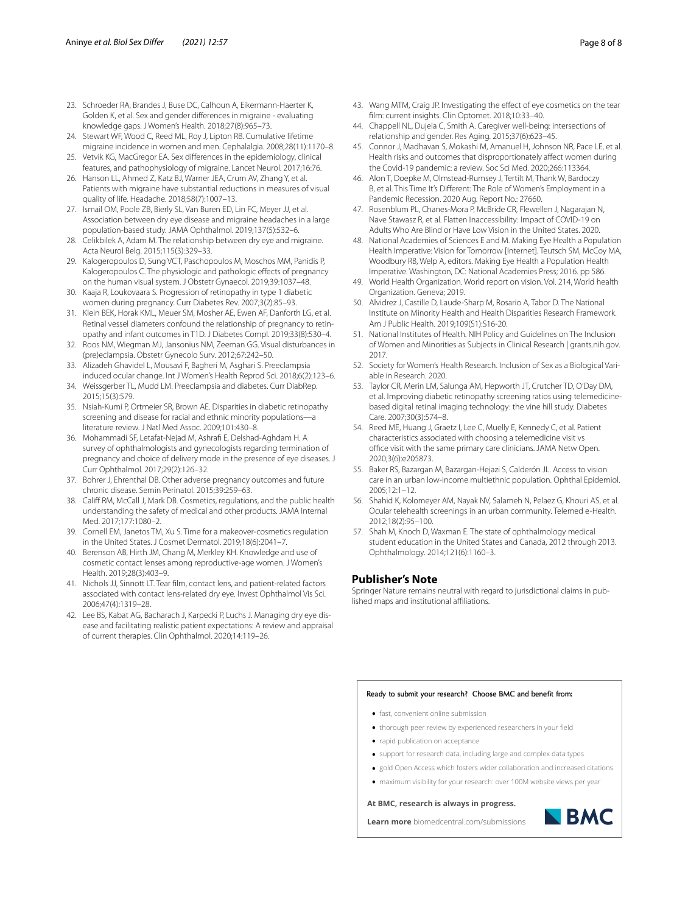23. Schroeder RA, Brandes J, Buse DC, Calhoun A, Eikermann-Haerter K, Golden K, et al. Sex and gender differences in migraine - evaluating knowledge gaps. J Women's Health. 2018;27(8):965–73.
24. Stewart WF, Wood C, Reed ML, Roy J, Lipton RB. Cumulative lifetime migraine incidence in women and men. Cephalalgia. 2008;28(11):1170–8.
25. Vetvik KG, MacGregor EA. Sex differences in the epidemiology, clinical features, and pathophysiology of migraine. Lancet Neurol. 2017;16:76.
26. Hanson LL, Ahmed Z, Katz BJ, Warner JEA, Crum AV, Zhang Y, et al. Patients with migraine have substantial reductions in measures of visual quality of life. Headache. 2018;58(7):1007–13.
27. Ismail OM, Poole ZB, Bierly SL, Van Buren ED, Lin FC, Meyer JJ, et al. Association between dry eye disease and migraine headaches in a large population-based study. JAMA Ophthalmol. 2019;137(5):532–6.
28. Celikbilek A, Adam M. The relationship between dry eye and migraine. Acta Neurol Belg. 2015;115(3):329–33.
29. Kalogeropoulos D, Sung VCT, Paschopoulos M, Moschos MM, Panidis P, Kalogeropoulos C. The physiologic and pathologic effects of pregnancy on the human visual system. J Obstetr Gynaecol. 2019;39:1037–48.
30. Kaaja R, Loukovaara S. Progression of retinopathy in type 1 diabetic women during pregnancy. Curr Diabetes Rev. 2007;3(2):85–93.
31. Klein BEK, Horak KML, Meuer SM, Mosher AE, Ewen AF, Danforth LG, et al. Retinal vessel diameters confound the relationship of pregnancy to retinopathy and infant outcomes in T1D. J Diabetes Compl. 2019;33(8):530–4.
32. Roos NM, Wiegman MJ, Jansonius NM, Zeeman GG. Visual disturbances in (pre)eclampsia. Obstetr Gynecolo Surv. 2012;67:242–50.
33. Alizadeh Ghavidel L, Mousavi F, Bagheri M, Asghari S. Preeclampsia induced ocular change. Int J Women's Health Reprod Sci. 2018;6(2):123–6.
34. Weissgerber TL, Mudd LM. Preeclampsia and diabetes. Curr DiabRep. 2015;15(3):579.
35. Nsiah-Kumi P, Ortmeier SR, Brown AE. Disparities in diabetic retinopathy screening and disease for racial and ethnic minority populations—a literature review. J Natl Med Assoc. 2009;101:430–8.
36. Mohammadi SF, Letafat-Nejad M, Ashrafi E, Delshad-Aghdam H. A survey of ophthalmologists and gynecologists regarding termination of pregnancy and choice of delivery mode in the presence of eye diseases. J Curr Ophthalmol. 2017;29(2):126–32.
37. Bohrer J, Ehrenthal DB. Other adverse pregnancy outcomes and future chronic disease. Semin Perinatol. 2015;39:259–63.
38. Califf RM, McCall J, Mark DB. Cosmetics, regulations, and the public health understanding the safety of medical and other products. JAMA Internal Med. 2017;177:1080–2.
39. Cornell EM, Janetos TM, Xu S. Time for a makeover-cosmetics regulation in the United States. J Cosmet Dermatol. 2019;18(6):2041–7.
40. Berenson AB, Hirth JM, Chang M, Merkley KH. Knowledge and use of cosmetic contact lenses among reproductive-age women. J Women's Health. 2019;28(3):403–9.
41. Nichols JJ, Sinnott LT. Tear film, contact lens, and patient-related factors associated with contact lens-related dry eye. Invest Ophthalmol Vis Sci. 2006;47(4):1319–28.
42. Lee BS, Kabat AG, Bacharach J, Karpecki P, Luchs J. Managing dry eye disease and facilitating realistic patient expectations: A review and appraisal of current therapies. Clin Ophthalmol. 2020;14:119–26.
43. Wang MTM, Craig JP. Investigating the effect of eye cosmetics on the tear film: current insights. Clin Optomet. 2018;10:33–40.
44. Chappell NL, Dujela C, Smith A. Caregiver well-being: intersections of relationship and gender. Res Aging. 2015;37(6):623–45.
45. Connor J, Madhavan S, Mokashi M, Amanuel H, Johnson NR, Pace LE, et al. Health risks and outcomes that disproportionately affect women during the Covid-19 pandemic: a review. Soc Sci Med. 2020;266:113364.
46. Alon T, Doepke M, Olmstead-Rumsey J, Tertilt M, Thank W, Bardoczy B, et al. This Time It's Different: The Role of Women's Employment in a Pandemic Recession. 2020 Aug. Report No.: 27660.
47. Rosenblum PL, Chanes-Mora P, McBride CR, Flewellen J, Nagarajan N, Nave Stawasz R, et al. Flatten Inaccessibility: Impact of COVID-19 on Adults Who Are Blind or Have Low Vision in the United States. 2020.
48. National Academies of Sciences E and M. Making Eye Health a Population Health Imperative: Vision for Tomorrow [Internet]. Teutsch SM, McCoy MA, Woodbury RB, Welp A, editors. Making Eye Health a Population Health Imperative. Washington, DC: National Academies Press; 2016. pp 586.
49. World Health Organization. World report on vision. Vol. 214, World health Organization. Geneva; 2019.
50. Alvidrez J, Castille D, Laude-Sharp M, Rosario A, Tabor D. The National Institute on Minority Health and Health Disparities Research Framework. Am J Public Health. 2019;109(S1):S16-20.
51. National Institutes of Health. NIH Policy and Guidelines on The Inclusion of Women and Minorities as Subjects in Clinical Research | grants.nih.gov. 2017.
52. Society for Women's Health Research. Inclusion of Sex as a Biological Variable in Research. 2020.
53. Taylor CR, Merin LM, Salunga AM, Hepworth JT, Crutcher TD, O'Day DM, et al. Improving diabetic retinopathy screening ratios using telemedicine-based digital retinal imaging technology: the vine hill study. Diabetes Care. 2007;30(3):574–8.
54. Reed ME, Huang J, Graetz I, Lee C, Muelly E, Kennedy C, et al. Patient characteristics associated with choosing a telemedicine visit vs office visit with the same primary care clinicians. JAMA Netw Open. 2020;3(6):e205873.
55. Baker RS, Bazargan M, Bazargan-Hejazi S, Calderón JL. Access to vision care in an urban low-income multiethnic population. Ophthal Epidemiol. 2005;12:1–12.
56. Shahid K, Kolomeyer AM, Nayak NV, Salameh N, Pelaez G, Khouri AS, et al. Ocular telehealth screenings in an urban community. Telemed e-Health. 2012;18(2):95–100.
57. Shah M, Knoch D, Waxman E. The state of ophthalmology medical student education in the United States and Canada, 2012 through 2013. Ophthalmology. 2014;121(6):1160–3.

## Publisher's Note

Springer Nature remains neutral with regard to jurisdictional claims in published maps and institutional affiliations.

Ready to submit your research? Choose BMC and benefit from:

- fast, convenient online submission
- thorough peer review by experienced researchers in your field
- rapid publication on acceptance
- support for research data, including large and complex data types
- gold Open Access which fosters wider collaboration and increased citations
- maximum visibility for your research: over 100M website views per year

**At BMC, research is always in progress.**

**Learn more** biomedcentral.com/submissions

BMC